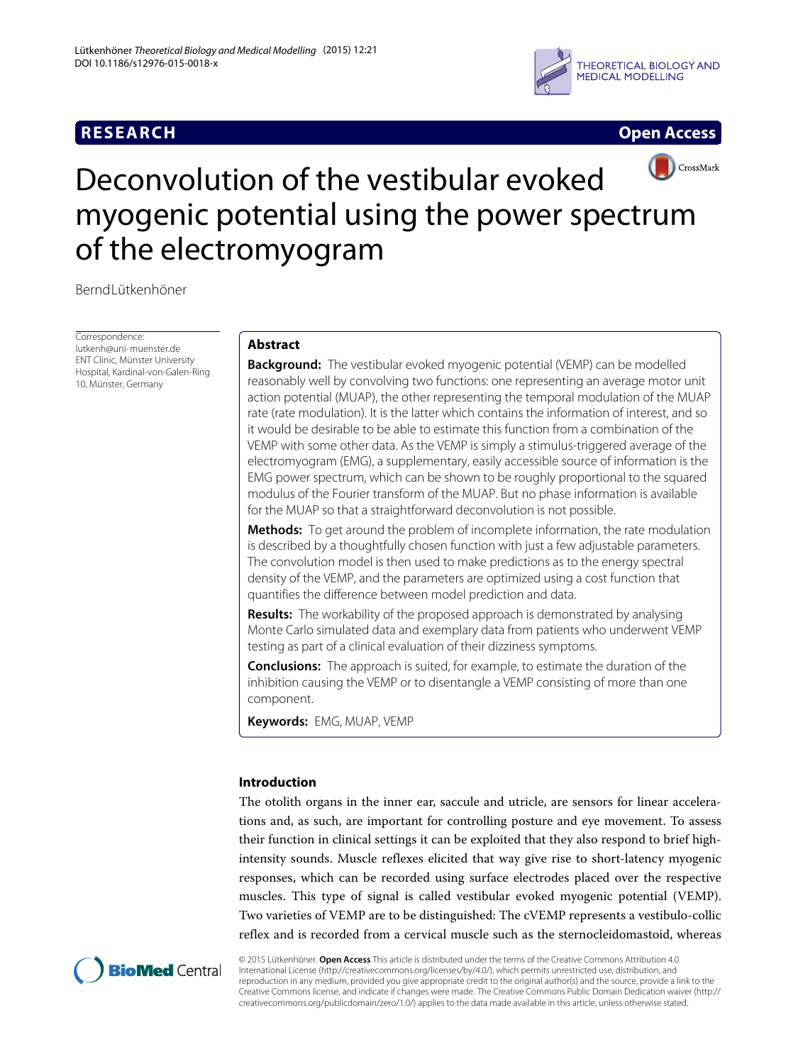RESEARCH

Open Access

# Deconvolution of the vestibular evoked myogenic potential using the power spectrum of the electromyogram

Bernd Lütkenhöner

Correspondence:
lutkenh@uni-muenster.de
ENT Clinic, Münster University Hospital, Kardinal-von-Galen-Ring 10, Münster, Germany

## Abstract

**Background:** The vestibular evoked myogenic potential (VEMP) can be modelled reasonably well by convolving two functions: one representing an average motor unit action potential (MUAP), the other representing the temporal modulation of the MUAP rate (rate modulation). It is the latter which contains the information of interest, and so it would be desirable to be able to estimate this function from a combination of the VEMP with some other data. As the VEMP is simply a stimulus-triggered average of the electromyogram (EMG), a supplementary, easily accessible source of information is the EMG power spectrum, which can be shown to be roughly proportional to the squared modulus of the Fourier transform of the MUAP. But no phase information is available for the MUAP so that a straightforward deconvolution is not possible.

**Methods:** To get around the problem of incomplete information, the rate modulation is described by a thoughtfully chosen function with just a few adjustable parameters. The convolution model is then used to make predictions as to the energy spectral density of the VEMP, and the parameters are optimized using a cost function that quantifies the difference between model prediction and data.

**Results:** The workability of the proposed approach is demonstrated by analysing Monte Carlo simulated data and exemplary data from patients who underwent VEMP testing as part of a clinical evaluation of their dizziness symptoms.

**Conclusions:** The approach is suited, for example, to estimate the duration of the inhibition causing the VEMP or to disentangle a VEMP consisting of more than one component.

**Keywords:** EMG, MUAP, VEMP

## Introduction

The otolith organs in the inner ear, saccule and utricle, are sensors for linear accelerations and, as such, are important for controlling posture and eye movement. To assess their function in clinical settings it can be exploited that they also respond to brief high-intensity sounds. Muscle reflexes elicited that way may give rise to short-latency myogenic responses, which can be recorded using surface electrodes placed over the respective muscles. This type of signal is called vestibular evoked myogenic potential (VEMP). Two varieties of VEMP are to be distinguished: The cVEMP represents a vestibulo-collic reflex and is recorded from a cervical muscle such as the sternocleidomastoid, whereas

© 2015 Lütkenhöner. **Open Access** This article is distributed under the terms of the Creative Commons Attribution 4.0 International License (http://creativecommons.org/licenses/by/4.0/), which permits unrestricted use, distribution, and reproduction in any medium, provided you give appropriate credit to the original author(s) and the source, provide a link to the Creative Commons license, and indicate if changes were made. The Creative Commons Public Domain Dedication waiver (http://creativecommons.org/publicdomain/zero/1.0/) applies to the data made available in this article, unless otherwise stated.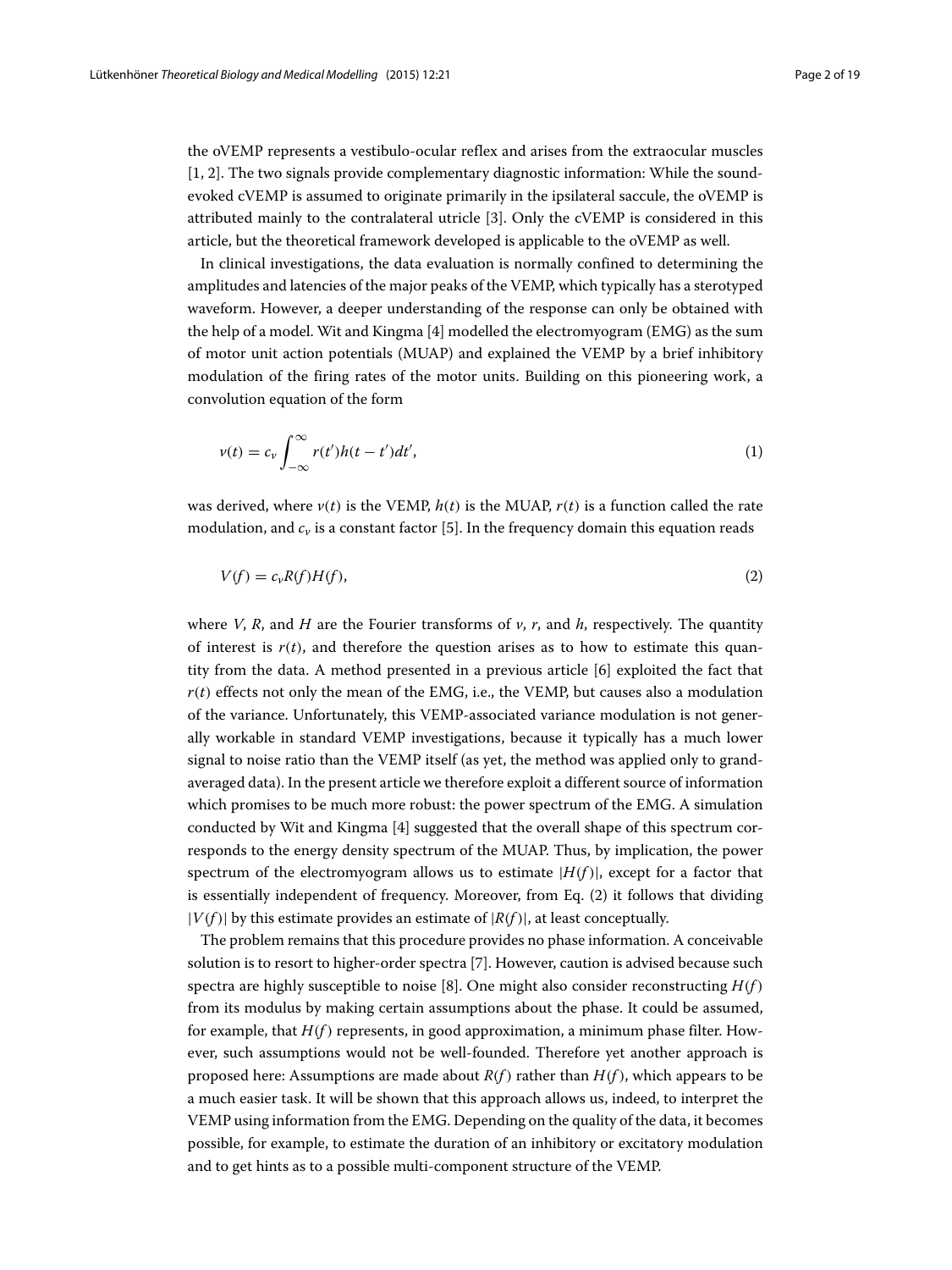the oVEMP represents a vestibulo-ocular reflex and arises from the extraocular muscles [1, 2]. The two signals provide complementary diagnostic information: While the sound-evoked cVEMP is assumed to originate primarily in the ipsilateral saccule, the oVEMP is attributed mainly to the contralateral utricle [3]. Only the cVEMP is considered in this article, but the theoretical framework developed is applicable to the oVEMP as well.

In clinical investigations, the data evaluation is normally confined to determining the amplitudes and latencies of the major peaks of the VEMP, which typically has a sterotyped waveform. However, a deeper understanding of the response can only be obtained with the help of a model. Wit and Kingma [4] modelled the electromyogram (EMG) as the sum of motor unit action potentials (MUAP) and explained the VEMP by a brief inhibitory modulation of the firing rates of the motor units. Building on this pioneering work, a convolution equation of the form

$$v(t) = c_v \int_{-\infty}^{\infty} r(t')h(t-t')dt', \tag{1}$$

was derived, where $v(t)$ is the VEMP, $h(t)$ is the MUAP, $r(t)$ is a function called the rate modulation, and $c_v$ is a constant factor [5]. In the frequency domain this equation reads

$$V(f) = c_v R(f) H(f), \tag{2}$$

where $V$, $R$, and $H$ are the Fourier transforms of $v$, $r$, and $h$, respectively. The quantity of interest is $r(t)$, and therefore the question arises as to how to estimate this quantity from the data. A method presented in a previous article [6] exploited the fact that $r(t)$ effects not only the mean of the EMG, i.e., the VEMP, but causes also a modulation of the variance. Unfortunately, this VEMP-associated variance modulation is not generally workable in standard VEMP investigations, because it typically has a much lower signal to noise ratio than the VEMP itself (as yet, the method was applied only to grand-averaged data). In the present article we therefore exploit a different source of information which promises to be much more robust: the power spectrum of the EMG. A simulation conducted by Wit and Kingma [4] suggested that the overall shape of this spectrum corresponds to the energy density spectrum of the MUAP. Thus, by implication, the power spectrum of the electromyogram allows us to estimate $|H(f)|$, except for a factor that is essentially independent of frequency. Moreover, from Eq. (2) it follows that dividing $|V(f)|$ by this estimate provides an estimate of $|R(f)|$, at least conceptually.

The problem remains that this procedure provides no phase information. A conceivable solution is to resort to higher-order spectra [7]. However, caution is advised because such spectra are highly susceptible to noise [8]. One might also consider reconstructing $H(f)$ from its modulus by making certain assumptions about the phase. It could be assumed, for example, that $H(f)$ represents, in good approximation, a minimum phase filter. However, such assumptions would not be well-founded. Therefore yet another approach is proposed here: Assumptions are made about $R(f)$ rather than $H(f)$, which appears to be a much easier task. It will be shown that this approach allows us, indeed, to interpret the VEMP using information from the EMG. Depending on the quality of the data, it becomes possible, for example, to estimate the duration of an inhibitory or excitatory modulation and to get hints as to a possible multi-component structure of the VEMP.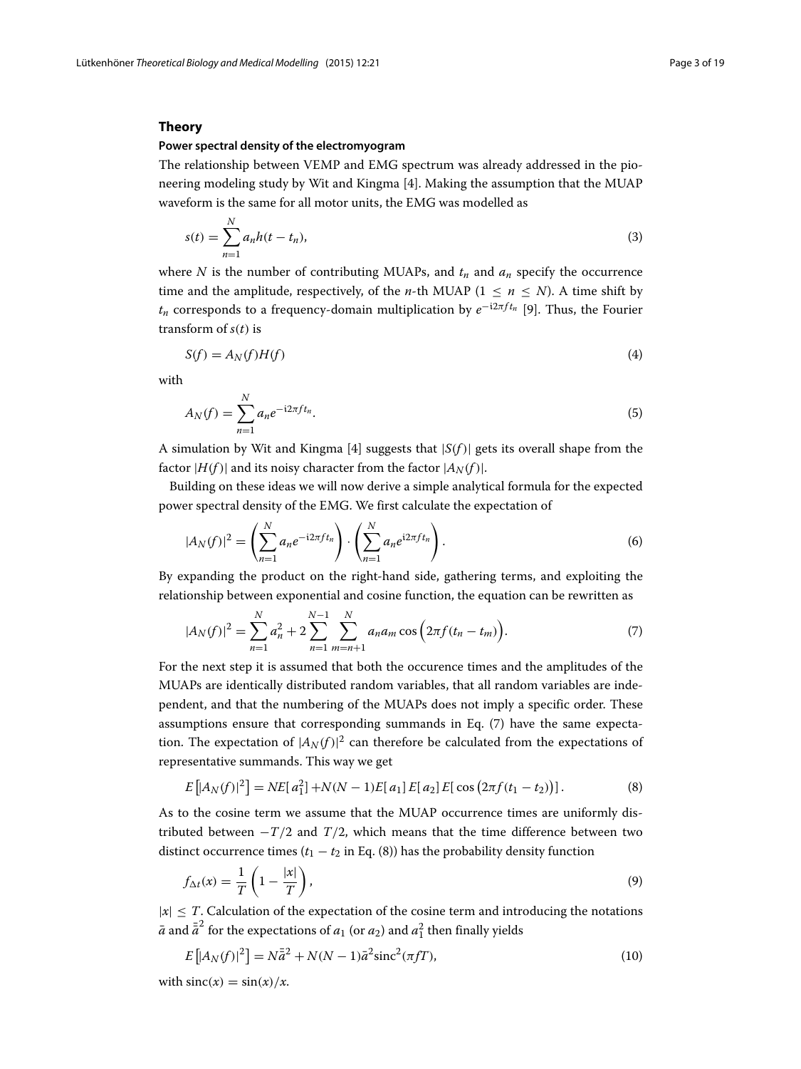## Theory

### Power spectral density of the electromyogram

The relationship between VEMP and EMG spectrum was already addressed in the pioneering modeling study by Wit and Kingma [4]. Making the assumption that the MUAP waveform is the same for all motor units, the EMG was modelled as

$$s(t) = \sum_{n=1}^{N} a_n h(t - t_n), \tag{3}$$

where $N$ is the number of contributing MUAPs, and $t_n$ and $a_n$ specify the occurrence time and the amplitude, respectively, of the $n$-th MUAP ($1 \leq n \leq N$). A time shift by $t_n$ corresponds to a frequency-domain multiplication by $e^{-i2\pi f t_n}$ [9]. Thus, the Fourier transform of $s(t)$ is

$$S(f) = A_N(f) H(f) \tag{4}$$

with

$$A_N(f) = \sum_{n=1}^{N} a_n e^{-i2\pi f t_n}. \tag{5}$$

A simulation by Wit and Kingma [4] suggests that $|S(f)|$ gets its overall shape from the factor $|H(f)|$ and its noisy character from the factor $|A_N(f)|$.

Building on these ideas we will now derive a simple analytical formula for the expected power spectral density of the EMG. We first calculate the expectation of

$$|A_N(f)|^2 = \left( \sum_{n=1}^{N} a_n e^{-i2\pi f t_n} \right) \cdot \left( \sum_{n=1}^{N} a_n e^{i2\pi f t_n} \right). \tag{6}$$

By expanding the product on the right-hand side, gathering terms, and exploiting the relationship between exponential and cosine function, the equation can be rewritten as

$$|A_N(f)|^2 = \sum_{n=1}^{N} a_n^2 + 2 \sum_{n=1}^{N-1} \sum_{m=n+1}^{N} a_n a_m \cos\Big(2\pi f (t_n - t_m)\Big). \tag{7}$$

For the next step it is assumed that both the occurence times and the amplitudes of the MUAPs are identically distributed random variables, that all random variables are independent, and that the numbering of the MUAPs does not imply a specific order. These assumptions ensure that corresponding summands in Eq. (7) have the same expectation. The expectation of $|A_N(f)|^2$ can therefore be calculated from the expectations of representative summands. This way we get

$$E\left[|A_N(f)|^2\right] = NE[\,a_1^2\,] + N(N-1)E[\,a_1\,]\,E[\,a_2\,]\,E[\,\cos\left(2\pi f(t_1 - t_2)\right)]\,. \tag{8}$$

As to the cosine term we assume that the MUAP occurrence times are uniformly distributed between $-T/2$ and $T/2$, which means that the time difference between two distinct occurrence times ($t_1 - t_2$ in Eq. (8)) has the probability density function

$$f_{\Delta t}(x) = \frac{1}{T} \left( 1 - \frac{|x|}{T} \right), \tag{9}$$

$|x| \leq T$. Calculation of the expectation of the cosine term and introducing the notations $\bar{a}$ and $\bar{\bar{a}}^2$ for the expectations of $a_1$ (or $a_2$) and $a_1^2$ then finally yields

$$E\left[|A_N(f)|^2\right] = N\bar{\bar{a}}^2 + N(N-1)\bar{a}^2 \mathrm{sinc}^2(\pi f T), \tag{10}$$

with $\mathrm{sinc}(x) = \sin(x)/x$.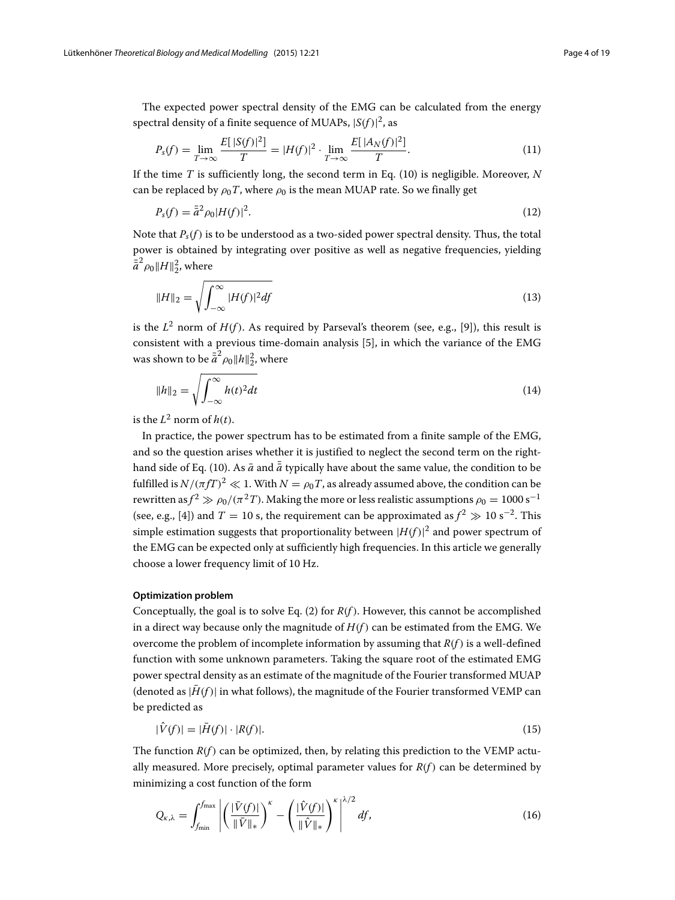The expected power spectral density of the EMG can be calculated from the energy spectral density of a finite sequence of MUAPs, $|S(f)|^2$, as

$$P_s(f) = \lim_{T\to\infty} \frac{E[\,|S(f)|^2]}{T} = |H(f)|^2 \cdot \lim_{T\to\infty} \frac{E[\,|A_N(f)|^2]}{T}. \tag{11}$$

If the time $T$ is sufficiently long, the second term in Eq. (10) is negligible. Moreover, $N$ can be replaced by $\rho_0 T$, where $\rho_0$ is the mean MUAP rate. So we finally get

$$P_s(f) = \bar{\bar{a}}^2 \rho_0 |H(f)|^2. \tag{12}$$

Note that $P_s(f)$ is to be understood as a two-sided power spectral density. Thus, the total power is obtained by integrating over positive as well as negative frequencies, yielding $\bar{\bar{a}}^2 \rho_0 \|H\|_2^2$, where

$$\|H\|_2 = \sqrt{\int_{-\infty}^{\infty} |H(f)|^2 df} \tag{13}$$

is the $L^2$ norm of $H(f)$. As required by Parseval's theorem (see, e.g., [9]), this result is consistent with a previous time-domain analysis [5], in which the variance of the EMG was shown to be $\bar{\bar{a}}^2 \rho_0 \|h\|_2^2$, where

$$\|h\|_2 = \sqrt{\int_{-\infty}^{\infty} h(t)^2 dt} \tag{14}$$

is the $L^2$ norm of $h(t)$.

In practice, the power spectrum has to be estimated from a finite sample of the EMG, and so the question arises whether it is justified to neglect the second term on the right-hand side of Eq. (10). As $\bar{a}$ and $\bar{\bar{a}}$ typically have about the same value, the condition to be fulfilled is $N/(\pi f T)^2 \ll 1$. With $N = \rho_0 T$, as already assumed above, the condition can be rewritten as $f^2 \gg \rho_0/(\pi^2 T)$. Making the more or less realistic assumptions $\rho_0 = 1000\ \mathrm{s}^{-1}$ (see, e.g., [4]) and $T = 10$ s, the requirement can be approximated as $f^2 \gg 10\ \mathrm{s}^{-2}$. This simple estimation suggests that proportionality between $|H(f)|^2$ and power spectrum of the EMG can be expected only at sufficiently high frequencies. In this article we generally choose a lower frequency limit of 10 Hz.

### Optimization problem

Conceptually, the goal is to solve Eq. (2) for $R(f)$. However, this cannot be accomplished in a direct way because only the magnitude of $H(f)$ can be estimated from the EMG. We overcome the problem of incomplete information by assuming that $R(f)$ is a well-defined function with some unknown parameters. Taking the square root of the estimated EMG power spectral density as an estimate of the magnitude of the Fourier transformed MUAP (denoted as $|\bar{H}(f)|$ in what follows), the magnitude of the Fourier transformed VEMP can be predicted as

$$|\hat{V}(f)| = |\bar{H}(f)| \cdot |R(f)|. \tag{15}$$

The function $R(f)$ can be optimized, then, by relating this prediction to the VEMP actually measured. More precisely, optimal parameter values for $R(f)$ can be determined by minimizing a cost function of the form

$$Q_{\kappa,\lambda} = \int_{f_{\min}}^{f_{\max}} \left| \left( \frac{|\bar{V}(f)|}{\|\bar{V}\|_*} \right)^{\kappa} - \left( \frac{|\hat{V}(f)|}{\|\hat{V}\|_*} \right)^{\kappa} \right|^{\lambda/2} df, \tag{16}$$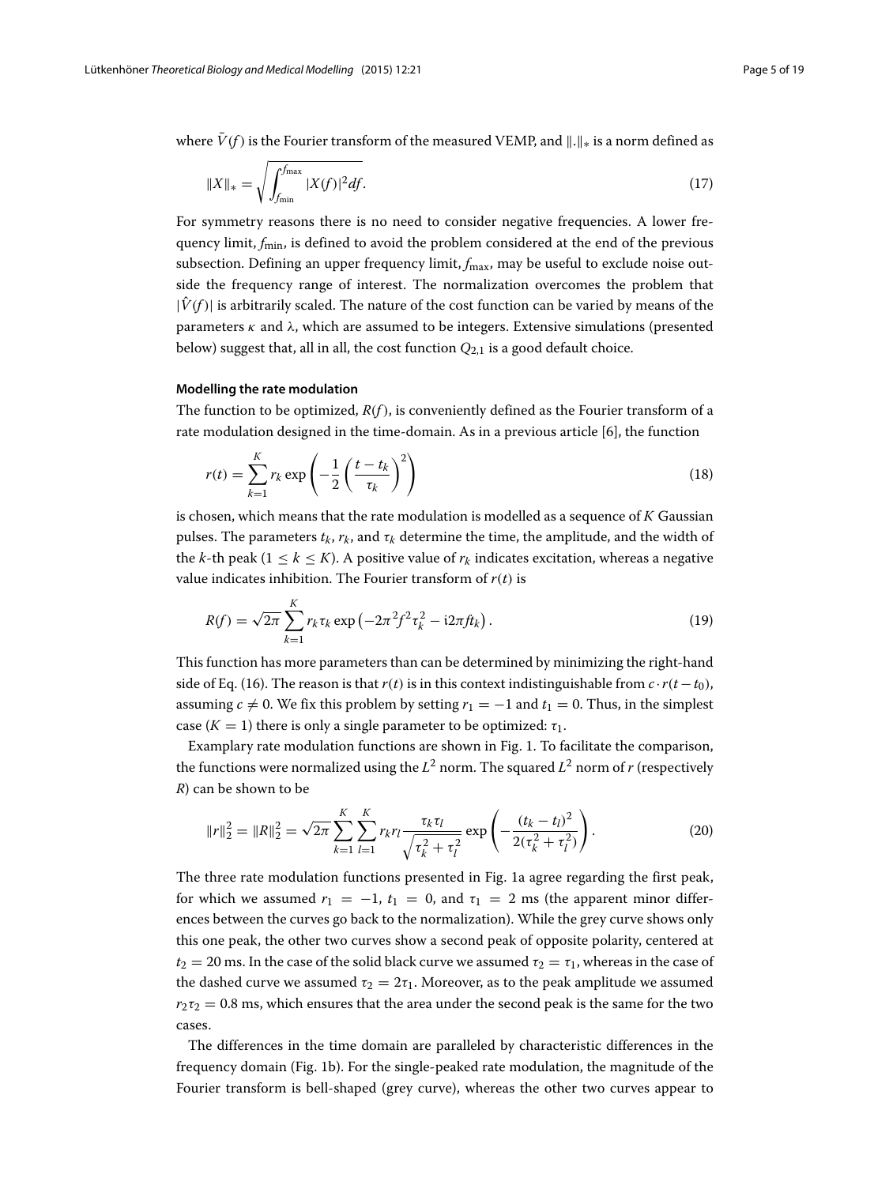where $\bar{V}(f)$ is the Fourier transform of the measured VEMP, and $\|.\|_*$ is a norm defined as

$$\|X\|_* = \sqrt{\int_{f_{\min}}^{f_{\max}} |X(f)|^2 df}. \tag{17}$$

For symmetry reasons there is no need to consider negative frequencies. A lower frequency limit, $f_{\min}$, is defined to avoid the problem considered at the end of the previous subsection. Defining an upper frequency limit, $f_{\max}$, may be useful to exclude noise outside the frequency range of interest. The normalization overcomes the problem that $|\hat{V}(f)|$ is arbitrarily scaled. The nature of the cost function can be varied by means of the parameters $\kappa$ and $\lambda$, which are assumed to be integers. Extensive simulations (presented below) suggest that, all in all, the cost function $Q_{2,1}$ is a good default choice.

#### Modelling the rate modulation

The function to be optimized, $R(f)$, is conveniently defined as the Fourier transform of a rate modulation designed in the time-domain. As in a previous article [6], the function

$$r(t) = \sum_{k=1}^{K} r_k \exp\left(-\frac{1}{2}\left(\frac{t - t_k}{\tau_k}\right)^2\right) \tag{18}$$

is chosen, which means that the rate modulation is modelled as a sequence of $K$ Gaussian pulses. The parameters $t_k$, $r_k$, and $\tau_k$ determine the time, the amplitude, and the width of the $k$-th peak ($1 \leq k \leq K$). A positive value of $r_k$ indicates excitation, whereas a negative value indicates inhibition. The Fourier transform of $r(t)$ is

$$R(f) = \sqrt{2\pi} \sum_{k=1}^{K} r_k \tau_k \exp\left(-2\pi^2 f^2 \tau_k^2 - \mathrm{i}2\pi f t_k\right). \tag{19}$$

This function has more parameters than can be determined by minimizing the right-hand side of Eq. (16). The reason is that $r(t)$ is in this context indistinguishable from $c \cdot r(t - t_0)$, assuming $c \neq 0$. We fix this problem by setting $r_1 = -1$ and $t_1 = 0$. Thus, in the simplest case ($K = 1$) there is only a single parameter to be optimized: $\tau_1$.

Examplary rate modulation functions are shown in Fig. 1. To facilitate the comparison, the functions were normalized using the $L^2$ norm. The squared $L^2$ norm of $r$ (respectively $R$) can be shown to be

$$\|r\|_2^2 = \|R\|_2^2 = \sqrt{2\pi} \sum_{k=1}^{K} \sum_{l=1}^{K} r_k r_l \frac{\tau_k \tau_l}{\sqrt{\tau_k^2 + \tau_l^2}} \exp\left(-\frac{(t_k - t_l)^2}{2(\tau_k^2 + \tau_l^2)}\right). \tag{20}$$

The three rate modulation functions presented in Fig. 1a agree regarding the first peak, for which we assumed $r_1 = -1$, $t_1 = 0$, and $\tau_1 = 2$ ms (the apparent minor differences between the curves go back to the normalization). While the grey curve shows only this one peak, the other two curves show a second peak of opposite polarity, centered at $t_2 = 20$ ms. In the case of the solid black curve we assumed $\tau_2 = \tau_1$, whereas in the case of the dashed curve we assumed $\tau_2 = 2\tau_1$. Moreover, as to the peak amplitude we assumed $r_2 \tau_2 = 0.8$ ms, which ensures that the area under the second peak is the same for the two cases.

The differences in the time domain are paralleled by characteristic differences in the frequency domain (Fig. 1b). For the single-peaked rate modulation, the magnitude of the Fourier transform is bell-shaped (grey curve), whereas the other two curves appear to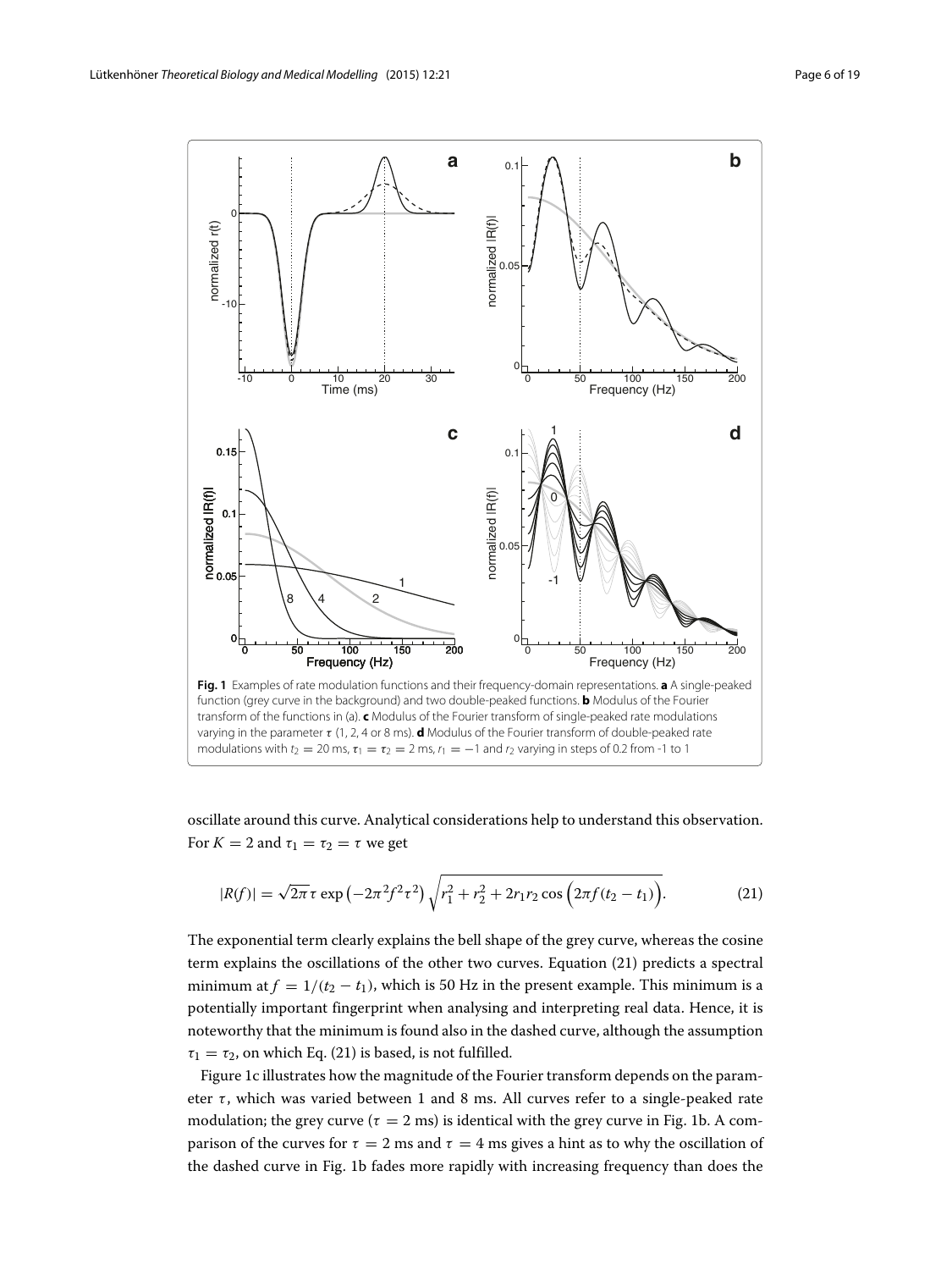**Fig. 1** Examples of rate modulation functions and their frequency-domain representations. **a** A single-peaked function (grey curve in the background) and two double-peaked functions. **b** Modulus of the Fourier transform of the functions in (a). **c** Modulus of the Fourier transform of single-peaked rate modulations varying in the parameter $\tau$ (1, 2, 4 or 8 ms). **d** Modulus of the Fourier transform of double-peaked rate modulations with $t_2 = 20$ ms, $\tau_1 = \tau_2 = 2$ ms, $r_1 = -1$ and $r_2$ varying in steps of 0.2 from -1 to 1

oscillate around this curve. Analytical considerations help to understand this observation. For $K = 2$ and $\tau_1 = \tau_2 = \tau$ we get

$$|R(f)| = \sqrt{2\pi}\,\tau \exp\left(-2\pi^2 f^2 \tau^2\right) \sqrt{r_1^2 + r_2^2 + 2r_1 r_2 \cos\left(2\pi f (t_2 - t_1)\right)}. \tag{21}$$

The exponential term clearly explains the bell shape of the grey curve, whereas the cosine term explains the oscillations of the other two curves. Equation (21) predicts a spectral minimum at $f = 1/(t_2 - t_1)$, which is 50 Hz in the present example. This minimum is a potentially important fingerprint when analysing and interpreting real data. Hence, it is noteworthy that the minimum is found also in the dashed curve, although the assumption $\tau_1 = \tau_2$, on which Eq. (21) is based, is not fulfilled.

Figure 1c illustrates how the magnitude of the Fourier transform depends on the parameter $\tau$, which was varied between 1 and 8 ms. All curves refer to a single-peaked rate modulation; the grey curve ($\tau = 2$ ms) is identical with the grey curve in Fig. 1b. A comparison of the curves for $\tau = 2$ ms and $\tau = 4$ ms gives a hint as to why the oscillation of the dashed curve in Fig. 1b fades more rapidly with increasing frequency than does the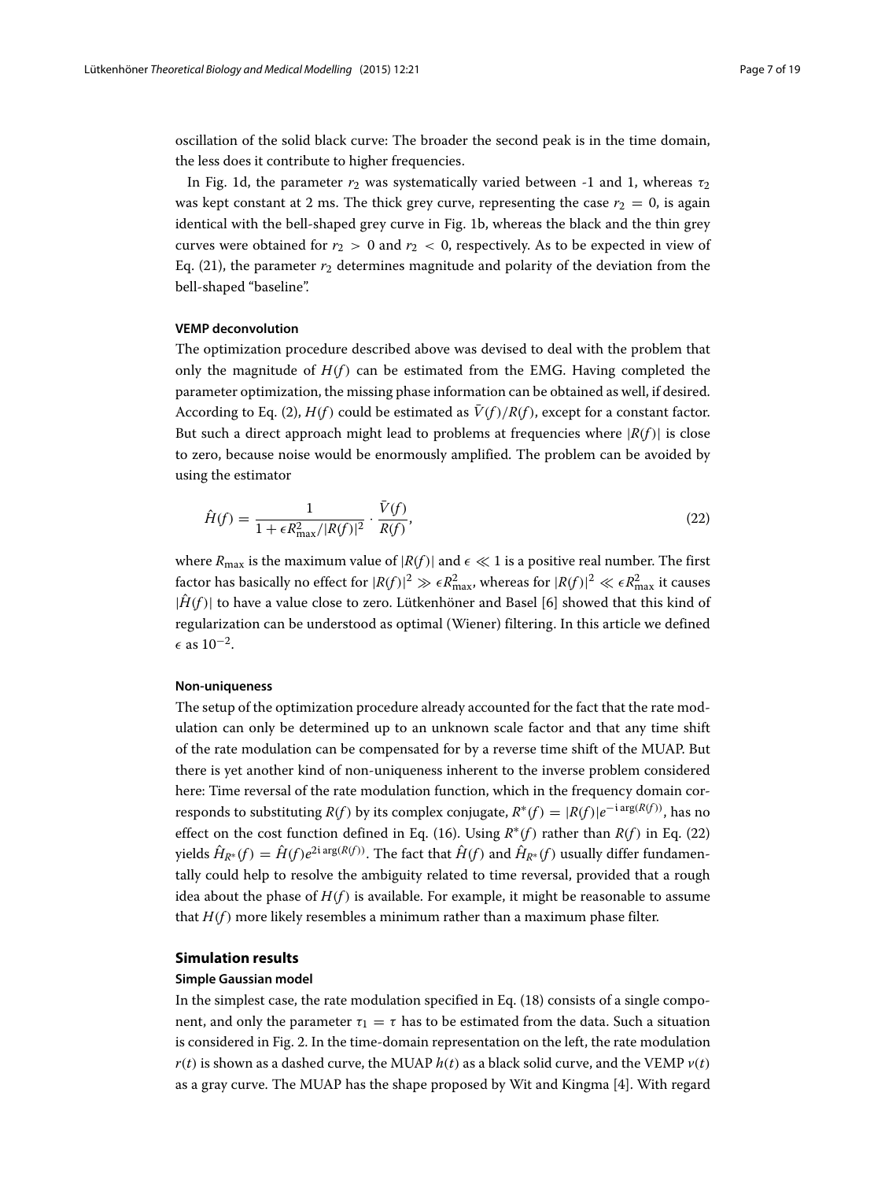oscillation of the solid black curve: The broader the second peak is in the time domain, the less does it contribute to higher frequencies.

In Fig. 1d, the parameter $r_2$ was systematically varied between -1 and 1, whereas $\tau_2$ was kept constant at 2 ms. The thick grey curve, representing the case $r_2 = 0$, is again identical with the bell-shaped grey curve in Fig. 1b, whereas the black and the thin grey curves were obtained for $r_2 > 0$ and $r_2 < 0$, respectively. As to be expected in view of Eq. (21), the parameter $r_2$ determines magnitude and polarity of the deviation from the bell-shaped "baseline".

#### VEMP deconvolution

The optimization procedure described above was devised to deal with the problem that only the magnitude of $H(f)$ can be estimated from the EMG. Having completed the parameter optimization, the missing phase information can be obtained as well, if desired. According to Eq. (2), $H(f)$ could be estimated as $\bar{V}(f)/R(f)$, except for a constant factor. But such a direct approach might lead to problems at frequencies where $|R(f)|$ is close to zero, because noise would be enormously amplified. The problem can be avoided by using the estimator

$$\hat{H}(f) = \frac{1}{1 + \epsilon R_{\max}^2 / |R(f)|^2} \cdot \frac{\bar{V}(f)}{R(f)}, \tag{22}$$

where $R_{\max}$ is the maximum value of $|R(f)|$ and $\epsilon \ll 1$ is a positive real number. The first factor has basically no effect for $|R(f)|^2 \gg \epsilon R_{\max}^2$, whereas for $|R(f)|^2 \ll \epsilon R_{\max}^2$ it causes $|\hat{H}(f)|$ to have a value close to zero. Lütkenhöner and Basel [6] showed that this kind of regularization can be understood as optimal (Wiener) filtering. In this article we defined $\epsilon$ as $10^{-2}$.

#### Non-uniqueness

The setup of the optimization procedure already accounted for the fact that the rate modulation can only be determined up to an unknown scale factor and that any time shift of the rate modulation can be compensated for by a reverse time shift of the MUAP. But there is yet another kind of non-uniqueness inherent to the inverse problem considered here: Time reversal of the rate modulation function, which in the frequency domain corresponds to substituting $R(f)$ by its complex conjugate, $R^*(f) = |R(f)|e^{-\mathrm{i}\arg(R(f))}$, has no effect on the cost function defined in Eq. (16). Using $R^*(f)$ rather than $R(f)$ in Eq. (22) yields $\hat{H}_{R^*}(f) = \hat{H}(f)e^{2\mathrm{i}\arg(R(f))}$. The fact that $\hat{H}(f)$ and $\hat{H}_{R^*}(f)$ usually differ fundamentally could help to resolve the ambiguity related to time reversal, provided that a rough idea about the phase of $H(f)$ is available. For example, it might be reasonable to assume that $H(f)$ more likely resembles a minimum rather than a maximum phase filter.

## Simulation results

#### Simple Gaussian model

In the simplest case, the rate modulation specified in Eq. (18) consists of a single component, and only the parameter $\tau_1 = \tau$ has to be estimated from the data. Such a situation is considered in Fig. 2. In the time-domain representation on the left, the rate modulation $r(t)$ is shown as a dashed curve, the MUAP $h(t)$ as a black solid curve, and the VEMP $v(t)$ as a gray curve. The MUAP has the shape proposed by Wit and Kingma [4]. With regard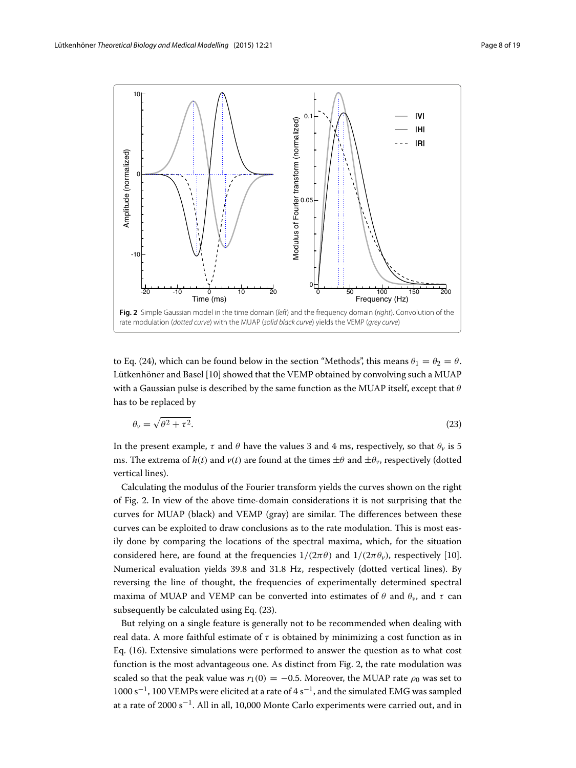**Fig. 2** Simple Gaussian model in the time domain (*left*) and the frequency domain (*right*). Convolution of the rate modulation (*dotted curve*) with the MUAP (*solid black curve*) yields the VEMP (*grey curve*)

to Eq. (24), which can be found below in the section "Methods", this means $\theta_1 = \theta_2 = \theta$. Lütkenhöner and Basel [10] showed that the VEMP obtained by convolving such a MUAP with a Gaussian pulse is described by the same function as the MUAP itself, except that $\theta$ has to be replaced by

$$\theta_\nu = \sqrt{\theta^2 + \tau^2}. \tag{23}$$

In the present example, $\tau$ and $\theta$ have the values 3 and 4 ms, respectively, so that $\theta_\nu$ is 5 ms. The extrema of $h(t)$ and $\nu(t)$ are found at the times $\pm\theta$ and $\pm\theta_\nu$, respectively (dotted vertical lines).

Calculating the modulus of the Fourier transform yields the curves shown on the right of Fig. 2. In view of the above time-domain considerations it is not surprising that the curves for MUAP (black) and VEMP (gray) are similar. The differences between these curves can be exploited to draw conclusions as to the rate modulation. This is most easily done by comparing the locations of the spectral maxima, which, for the situation considered here, are found at the frequencies $1/(2\pi\theta)$ and $1/(2\pi\theta_\nu)$, respectively [10]. Numerical evaluation yields 39.8 and 31.8 Hz, respectively (dotted vertical lines). By reversing the line of thought, the frequencies of experimentally determined spectral maxima of MUAP and VEMP can be converted into estimates of $\theta$ and $\theta_\nu$, and $\tau$ can subsequently be calculated using Eq. (23).

But relying on a single feature is generally not to be recommended when dealing with real data. A more faithful estimate of $\tau$ is obtained by minimizing a cost function as in Eq. (16). Extensive simulations were performed to answer the question as to what cost function is the most advantageous one. As distinct from Fig. 2, the rate modulation was scaled so that the peak value was $r_1(0) = -0.5$. Moreover, the MUAP rate $\rho_0$ was set to $1000\ \mathrm{s}^{-1}$, 100 VEMPs were elicited at a rate of $4\ \mathrm{s}^{-1}$, and the simulated EMG was sampled at a rate of $2000\ \mathrm{s}^{-1}$. All in all, 10,000 Monte Carlo experiments were carried out, and in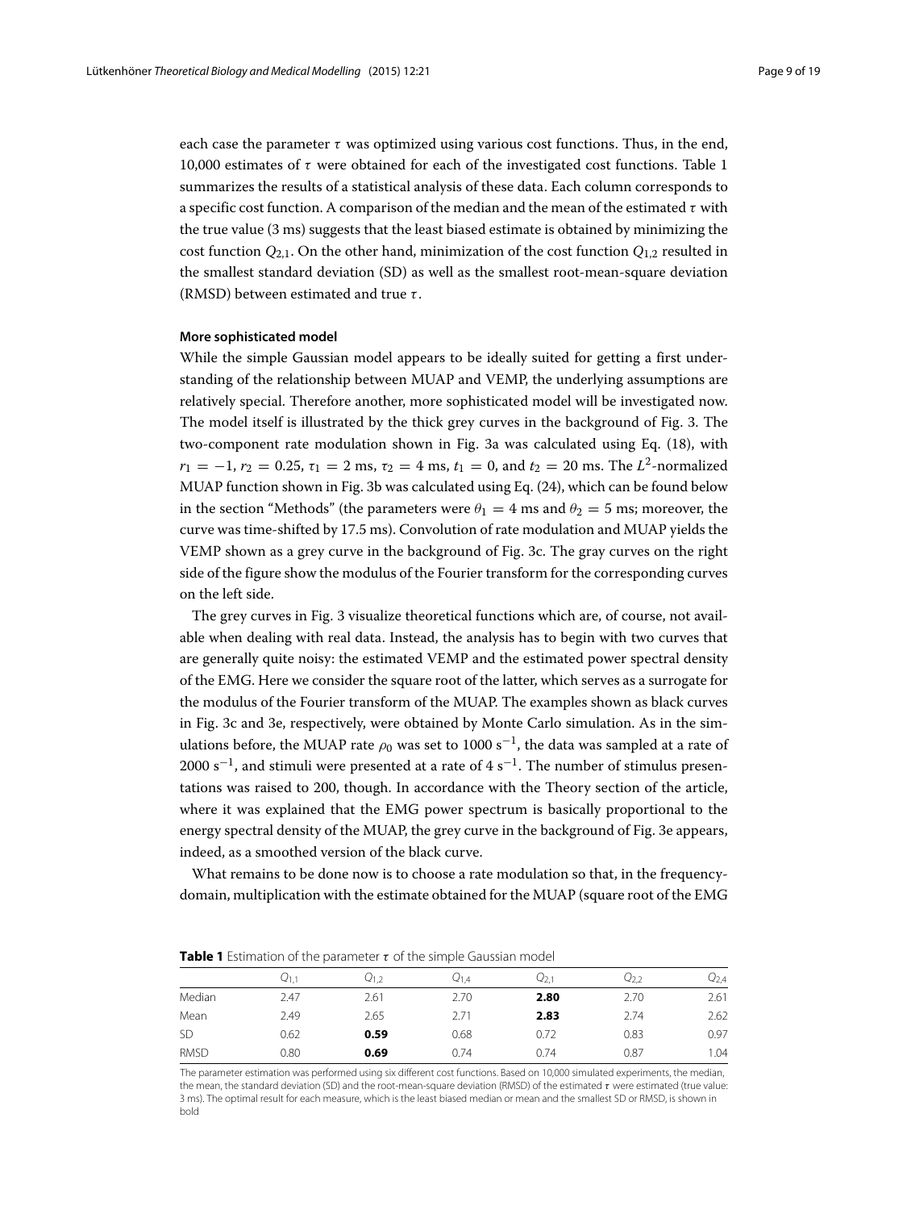each case the parameter $\tau$ was optimized using various cost functions. Thus, in the end, 10,000 estimates of $\tau$ were obtained for each of the investigated cost functions. Table 1 summarizes the results of a statistical analysis of these data. Each column corresponds to a specific cost function. A comparison of the median and the mean of the estimated $\tau$ with the true value (3 ms) suggests that the least biased estimate is obtained by minimizing the cost function $Q_{2,1}$. On the other hand, minimization of the cost function $Q_{1,2}$ resulted in the smallest standard deviation (SD) as well as the smallest root-mean-square deviation (RMSD) between estimated and true $\tau$.

#### More sophisticated model

While the simple Gaussian model appears to be ideally suited for getting a first understanding of the relationship between MUAP and VEMP, the underlying assumptions are relatively special. Therefore another, more sophisticated model will be investigated now. The model itself is illustrated by the thick grey curves in the background of Fig. 3. The two-component rate modulation shown in Fig. 3a was calculated using Eq. (18), with $r_1 = -1$, $r_2 = 0.25$, $\tau_1 = 2$ ms, $\tau_2 = 4$ ms, $t_1 = 0$, and $t_2 = 20$ ms. The $L^2$-normalized MUAP function shown in Fig. 3b was calculated using Eq. (24), which can be found below in the section "Methods" (the parameters were $\theta_1 = 4$ ms and $\theta_2 = 5$ ms; moreover, the curve was time-shifted by 17.5 ms). Convolution of rate modulation and MUAP yields the VEMP shown as a grey curve in the background of Fig. 3c. The gray curves on the right side of the figure show the modulus of the Fourier transform for the corresponding curves on the left side.

The grey curves in Fig. 3 visualize theoretical functions which are, of course, not available when dealing with real data. Instead, the analysis has to begin with two curves that are generally quite noisy: the estimated VEMP and the estimated power spectral density of the EMG. Here we consider the square root of the latter, which serves as a surrogate for the modulus of the Fourier transform of the MUAP. The examples shown as black curves in Fig. 3c and 3e, respectively, were obtained by Monte Carlo simulation. As in the simulations before, the MUAP rate $\rho_0$ was set to 1000 $s^{-1}$, the data was sampled at a rate of 2000 $s^{-1}$, and stimuli were presented at a rate of 4 $s^{-1}$. The number of stimulus presentations was raised to 200, though. In accordance with the Theory section of the article, where it was explained that the EMG power spectrum is basically proportional to the energy spectral density of the MUAP, the grey curve in the background of Fig. 3e appears, indeed, as a smoothed version of the black curve.

What remains to be done now is to choose a rate modulation so that, in the frequency-domain, multiplication with the estimate obtained for the MUAP (square root of the EMG

**Table 1** Estimation of the parameter $\tau$ of the simple Gaussian model

| | $Q_{1,1}$ | $Q_{1,2}$ | $Q_{1,4}$ | $Q_{2,1}$ | $Q_{2,2}$ | $Q_{2,4}$ |
|---|---|---|---|---|---|---|
| Median | 2.47 | 2.61 | 2.70 | **2.80** | 2.70 | 2.61 |
| Mean | 2.49 | 2.65 | 2.71 | **2.83** | 2.74 | 2.62 |
| SD | 0.62 | **0.59** | 0.68 | 0.72 | 0.83 | 0.97 |
| RMSD | 0.80 | **0.69** | 0.74 | 0.74 | 0.87 | 1.04 |

The parameter estimation was performed using six different cost functions. Based on 10,000 simulated experiments, the median, the mean, the standard deviation (SD) and the root-mean-square deviation (RMSD) of the estimated $\tau$ were estimated (true value: 3 ms). The optimal result for each measure, which is the least biased median or mean and the smallest SD or RMSD, is shown in bold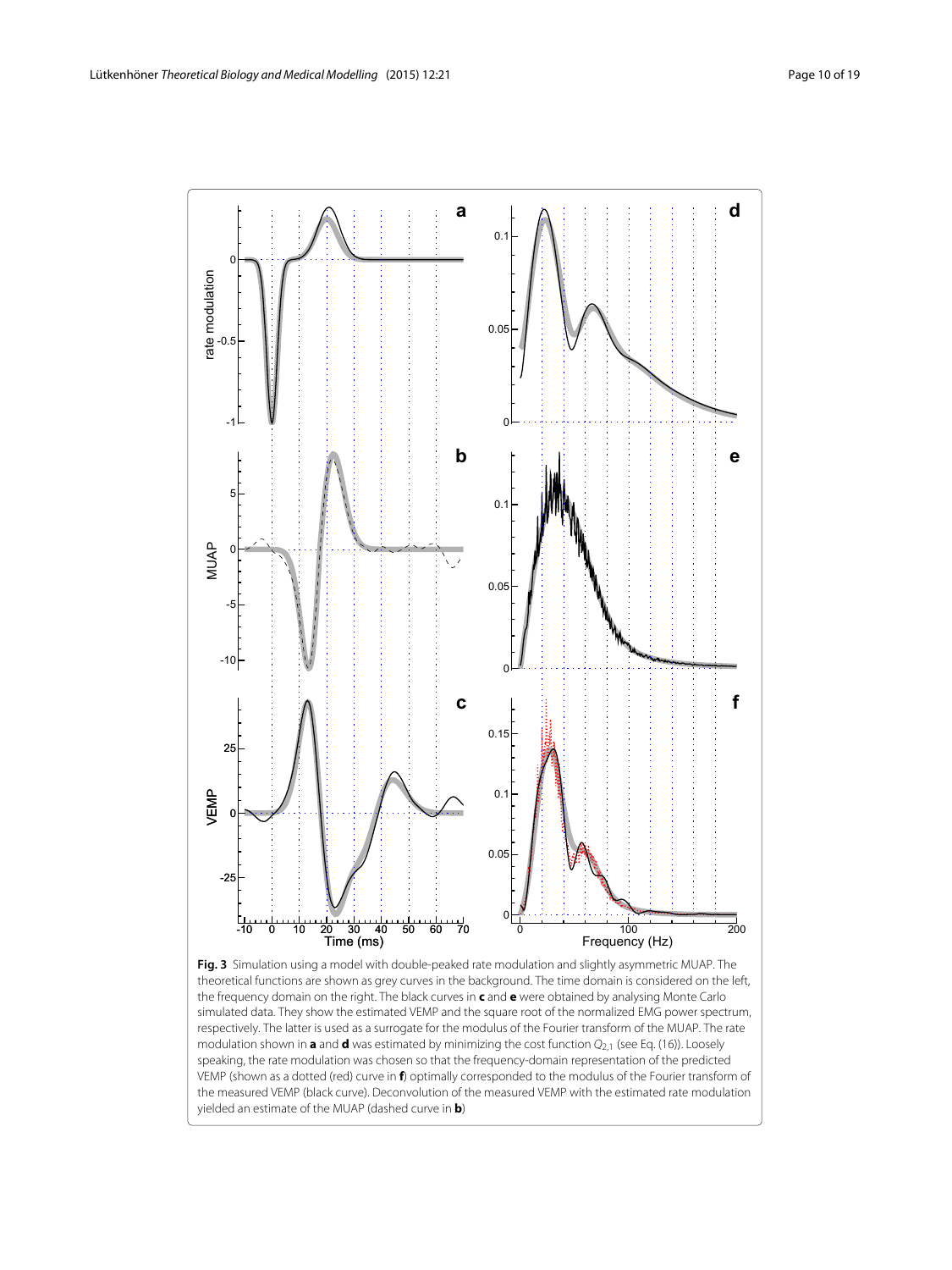**Fig. 3** Simulation using a model with double-peaked rate modulation and slightly asymmetric MUAP. The theoretical functions are shown as grey curves in the background. The time domain is considered on the left, the frequency domain on the right. The black curves in **c** and **e** were obtained by analysing Monte Carlo simulated data. They show the estimated VEMP and the square root of the normalized EMG power spectrum, respectively. The latter is used as a surrogate for the modulus of the Fourier transform of the MUAP. The rate modulation shown in **a** and **d** was estimated by minimizing the cost function $Q_{2,1}$ (see Eq. (16)). Loosely speaking, the rate modulation was chosen so that the frequency-domain representation of the predicted VEMP (shown as a dotted (red) curve in **f**) optimally corresponded to the modulus of the Fourier transform of the measured VEMP (black curve). Deconvolution of the measured VEMP with the estimated rate modulation yielded an estimate of the MUAP (dashed curve in **b**)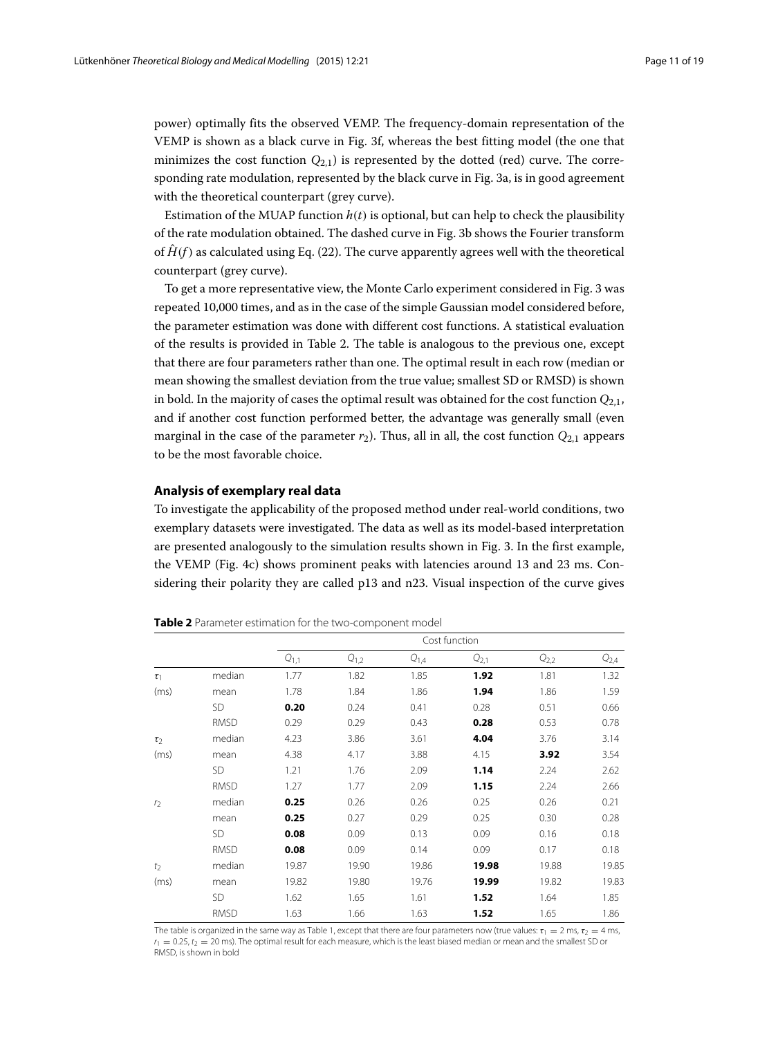power) optimally fits the observed VEMP. The frequency-domain representation of the VEMP is shown as a black curve in Fig. 3f, whereas the best fitting model (the one that minimizes the cost function $Q_{2,1}$) is represented by the dotted (red) curve. The corresponding rate modulation, represented by the black curve in Fig. 3a, is in good agreement with the theoretical counterpart (grey curve).

Estimation of the MUAP function $h(t)$ is optional, but can help to check the plausibility of the rate modulation obtained. The dashed curve in Fig. 3b shows the Fourier transform of $\hat{H}(f)$ as calculated using Eq. (22). The curve apparently agrees well with the theoretical counterpart (grey curve).

To get a more representative view, the Monte Carlo experiment considered in Fig. 3 was repeated 10,000 times, and as in the case of the simple Gaussian model considered before, the parameter estimation was done with different cost functions. A statistical evaluation of the results is provided in Table 2. The table is analogous to the previous one, except that there are four parameters rather than one. The optimal result in each row (median or mean showing the smallest deviation from the true value; smallest SD or RMSD) is shown in bold. In the majority of cases the optimal result was obtained for the cost function $Q_{2,1}$, and if another cost function performed better, the advantage was generally small (even marginal in the case of the parameter $r_2$). Thus, all in all, the cost function $Q_{2,1}$ appears to be the most favorable choice.

### Analysis of exemplary real data

To investigate the applicability of the proposed method under real-world conditions, two exemplary datasets were investigated. The data as well as its model-based interpretation are presented analogously to the simulation results shown in Fig. 3. In the first example, the VEMP (Fig. 4c) shows prominent peaks with latencies around 13 and 23 ms. Considering their polarity they are called p13 and n23. Visual inspection of the curve gives

**Table 2** Parameter estimation for the two-component model

| | | Cost function | | | | | |
|---|---|---|---|---|---|---|---|
| | | $Q_{1,1}$ | $Q_{1,2}$ | $Q_{1,4}$ | $Q_{2,1}$ | $Q_{2,2}$ | $Q_{2,4}$ |
| $\tau_1$ | median | 1.77 | 1.82 | 1.85 | **1.92** | 1.81 | 1.32 |
| (ms) | mean | 1.78 | 1.84 | 1.86 | **1.94** | 1.86 | 1.59 |
| | SD | **0.20** | 0.24 | 0.41 | 0.28 | 0.51 | 0.66 |
| | RMSD | 0.29 | 0.29 | 0.43 | **0.28** | 0.53 | 0.78 |
| $\tau_2$ | median | 4.23 | 3.86 | 3.61 | **4.04** | 3.76 | 3.14 |
| (ms) | mean | 4.38 | 4.17 | 3.88 | 4.15 | **3.92** | 3.54 |
| | SD | 1.21 | 1.76 | 2.09 | **1.14** | 2.24 | 2.62 |
| | RMSD | 1.27 | 1.77 | 2.09 | **1.15** | 2.24 | 2.66 |
| $r_2$ | median | **0.25** | 0.26 | 0.26 | 0.25 | 0.26 | 0.21 |
| | mean | **0.25** | 0.27 | 0.29 | 0.25 | 0.30 | 0.28 |
| | SD | **0.08** | 0.09 | 0.13 | 0.09 | 0.16 | 0.18 |
| | RMSD | **0.08** | 0.09 | 0.14 | 0.09 | 0.17 | 0.18 |
| $t_2$ | median | 19.87 | 19.90 | 19.86 | **19.98** | 19.88 | 19.85 |
| (ms) | mean | 19.82 | 19.80 | 19.76 | **19.99** | 19.82 | 19.83 |
| | SD | 1.62 | 1.65 | 1.61 | **1.52** | 1.64 | 1.85 |
| | RMSD | 1.63 | 1.66 | 1.63 | **1.52** | 1.65 | 1.86 |

The table is organized in the same way as Table 1, except that there are four parameters now (true values: $\tau_1 = 2$ ms, $\tau_2 = 4$ ms, $r_1 = 0.25$, $t_2 = 20$ ms). The optimal result for each measure, which is the least biased median or mean and the smallest SD or RMSD, is shown in bold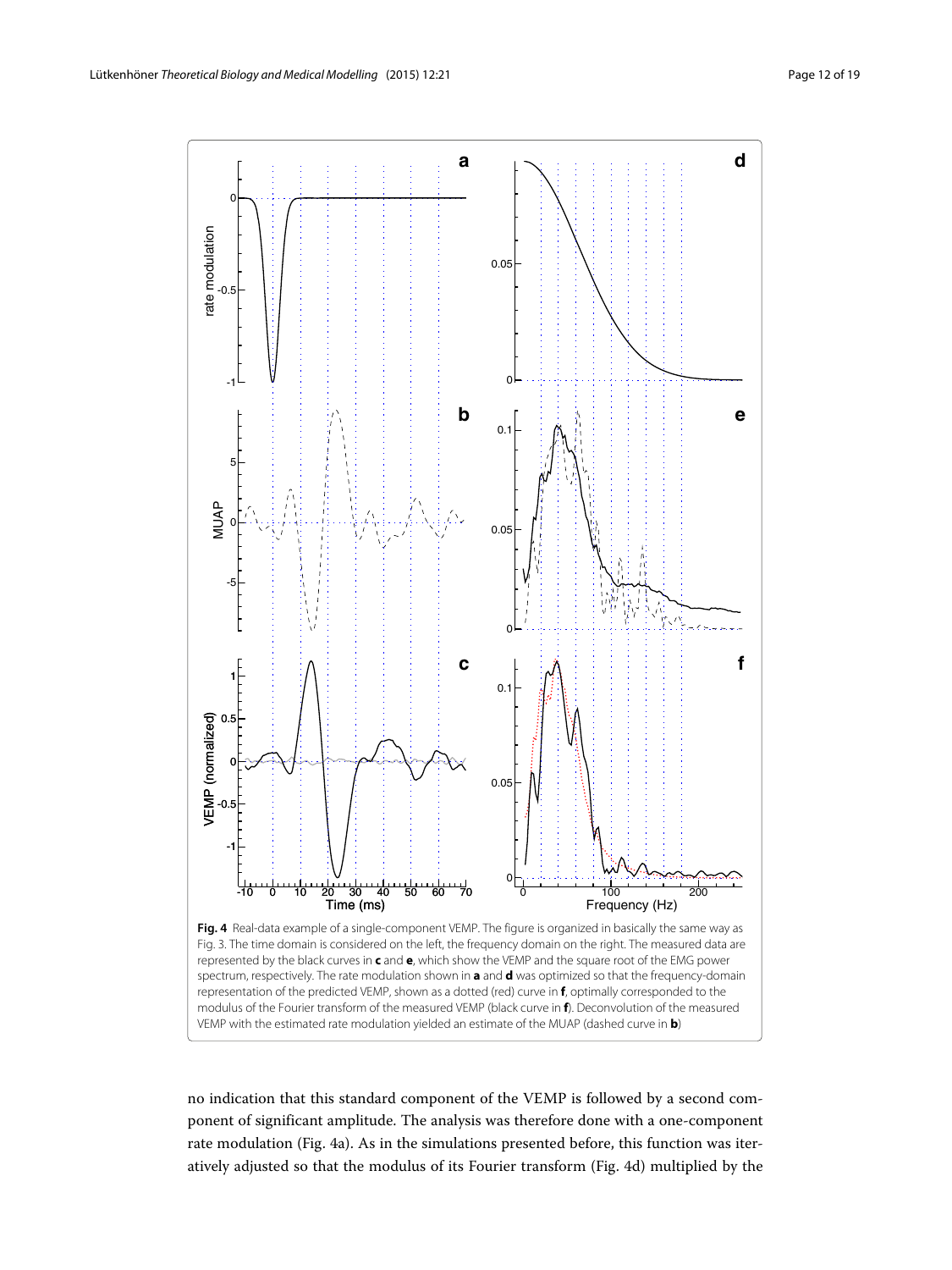**Fig. 4** Real-data example of a single-component VEMP. The figure is organized in basically the same way as Fig. 3. The time domain is considered on the left, the frequency domain on the right. The measured data are represented by the black curves in **c** and **e**, which show the VEMP and the square root of the EMG power spectrum, respectively. The rate modulation shown in **a** and **d** was optimized so that the frequency-domain representation of the predicted VEMP, shown as a dotted (red) curve in **f**, optimally corresponded to the modulus of the Fourier transform of the measured VEMP (black curve in **f**). Deconvolution of the measured VEMP with the estimated rate modulation yielded an estimate of the MUAP (dashed curve in **b**)

no indication that this standard component of the VEMP is followed by a second component of significant amplitude. The analysis was therefore done with a one-component rate modulation (Fig. 4a). As in the simulations presented before, this function was iteratively adjusted so that the modulus of its Fourier transform (Fig. 4d) multiplied by the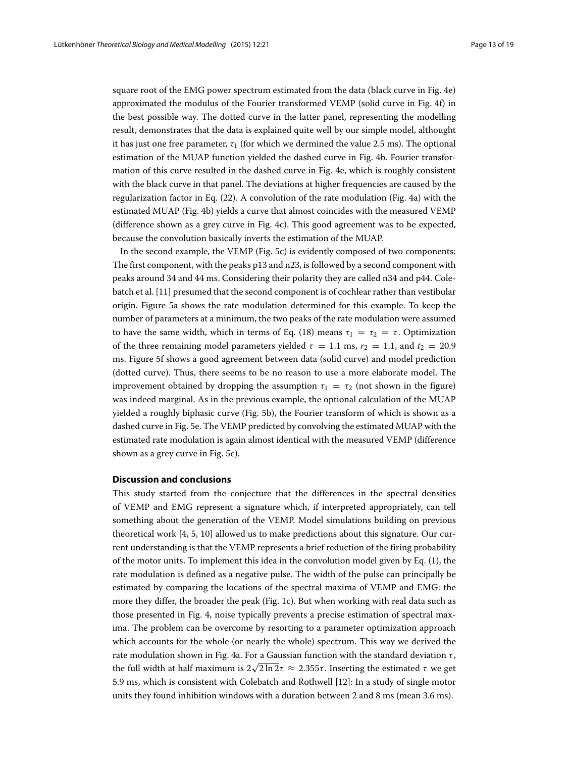square root of the EMG power spectrum estimated from the data (black curve in Fig. 4e) approximated the modulus of the Fourier transformed VEMP (solid curve in Fig. 4f) in the best possible way. The dotted curve in the latter panel, representing the modelling result, demonstrates that the data is explained quite well by our simple model, althought it has just one free parameter, $\tau_1$ (for which we dermined the value 2.5 ms). The optional estimation of the MUAP function yielded the dashed curve in Fig. 4b. Fourier transformation of this curve resulted in the dashed curve in Fig. 4e, which is roughly consistent with the black curve in that panel. The deviations at higher frequencies are caused by the regularization factor in Eq. (22). A convolution of the rate modulation (Fig. 4a) with the estimated MUAP (Fig. 4b) yields a curve that almost coincides with the measured VEMP (difference shown as a grey curve in Fig. 4c). This good agreement was to be expected, because the convolution basically inverts the estimation of the MUAP.

In the second example, the VEMP (Fig. 5c) is evidently composed of two components: The first component, with the peaks p13 and n23, is followed by a second component with peaks around 34 and 44 ms. Considering their polarity they are called n34 and p44. Colebatch et al. [11] presumed that the second component is of cochlear rather than vestibular origin. Figure 5a shows the rate modulation determined for this example. To keep the number of parameters at a minimum, the two peaks of the rate modulation were assumed to have the same width, which in terms of Eq. (18) means $\tau_1 = \tau_2 = \tau$. Optimization of the three remaining model parameters yielded $\tau = 1.1$ ms, $r_2 = 1.1$, and $t_2 = 20.9$ ms. Figure 5f shows a good agreement between data (solid curve) and model prediction (dotted curve). Thus, there seems to be no reason to use a more elaborate model. The improvement obtained by dropping the assumption $\tau_1 = \tau_2$ (not shown in the figure) was indeed marginal. As in the previous example, the optional calculation of the MUAP yielded a roughly biphasic curve (Fig. 5b), the Fourier transform of which is shown as a dashed curve in Fig. 5e. The VEMP predicted by convolving the estimated MUAP with the estimated rate modulation is again almost identical with the measured VEMP (difference shown as a grey curve in Fig. 5c).

## Discussion and conclusions

This study started from the conjecture that the differences in the spectral densities of VEMP and EMG represent a signature which, if interpreted appropriately, can tell something about the generation of the VEMP. Model simulations building on previous theoretical work [4, 5, 10] allowed us to make predictions about this signature. Our current understanding is that the VEMP represents a brief reduction of the firing probability of the motor units. To implement this idea in the convolution model given by Eq. (1), the rate modulation is defined as a negative pulse. The width of the pulse can principally be estimated by comparing the locations of the spectral maxima of VEMP and EMG: the more they differ, the broader the peak (Fig. 1c). But when working with real data such as those presented in Fig. 4, noise typically prevents a precise estimation of spectral maxima. The problem can be overcome by resorting to a parameter optimization approach which accounts for the whole (or nearly the whole) spectrum. This way we derived the rate modulation shown in Fig. 4a. For a Gaussian function with the standard deviation $\tau$, the full width at half maximum is $2\sqrt{2\ln 2}\tau \approx 2.355\tau$. Inserting the estimated $\tau$ we get 5.9 ms, which is consistent with Colebatch and Rothwell [12]: In a study of single motor units they found inhibition windows with a duration between 2 and 8 ms (mean 3.6 ms).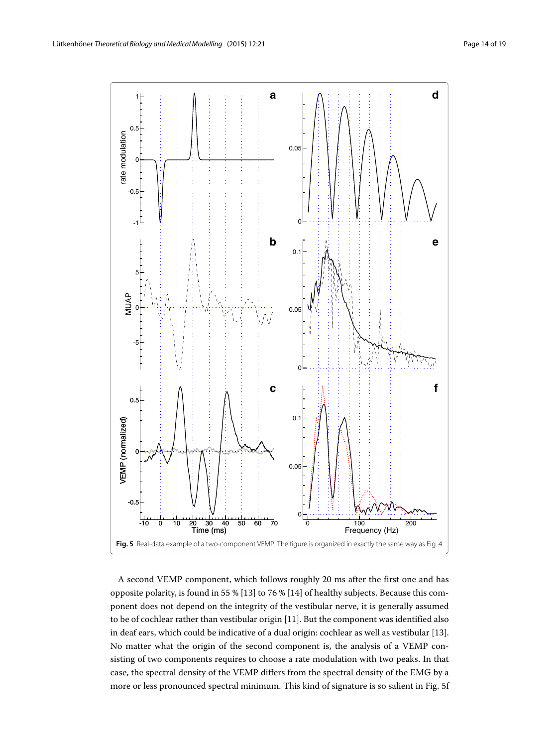Fig. 5 Real-data example of a two-component VEMP. The figure is organized in exactly the same way as Fig. 4

A second VEMP component, which follows roughly 20 ms after the first one and has opposite polarity, is found in 55 % [13] to 76 % [14] of healthy subjects. Because this component does not depend on the integrity of the vestibular nerve, it is generally assumed to be of cochlear rather than vestibular origin [11]. But the component was identified also in deaf ears, which could be indicative of a dual origin: cochlear as well as vestibular [13]. No matter what the origin of the second component is, the analysis of a VEMP consisting of two components requires to choose a rate modulation with two peaks. In that case, the spectral density of the VEMP differs from the spectral density of the EMG by a more or less pronounced spectral minimum. This kind of signature is so salient in Fig. 5f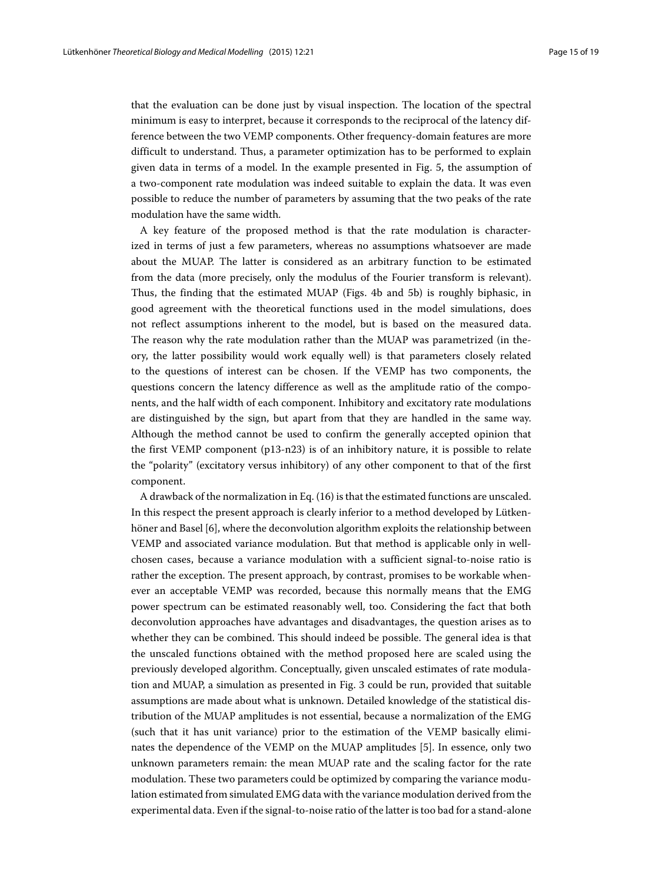that the evaluation can be done just by visual inspection. The location of the spectral minimum is easy to interpret, because it corresponds to the reciprocal of the latency difference between the two VEMP components. Other frequency-domain features are more difficult to understand. Thus, a parameter optimization has to be performed to explain given data in terms of a model. In the example presented in Fig. 5, the assumption of a two-component rate modulation was indeed suitable to explain the data. It was even possible to reduce the number of parameters by assuming that the two peaks of the rate modulation have the same width.

A key feature of the proposed method is that the rate modulation is characterized in terms of just a few parameters, whereas no assumptions whatsoever are made about the MUAP. The latter is considered as an arbitrary function to be estimated from the data (more precisely, only the modulus of the Fourier transform is relevant). Thus, the finding that the estimated MUAP (Figs. 4b and 5b) is roughly biphasic, in good agreement with the theoretical functions used in the model simulations, does not reflect assumptions inherent to the model, but is based on the measured data. The reason why the rate modulation rather than the MUAP was parametrized (in theory, the latter possibility would work equally well) is that parameters closely related to the questions of interest can be chosen. If the VEMP has two components, the questions concern the latency difference as well as the amplitude ratio of the components, and the half width of each component. Inhibitory and excitatory rate modulations are distinguished by the sign, but apart from that they are handled in the same way. Although the method cannot be used to confirm the generally accepted opinion that the first VEMP component (p13-n23) is of an inhibitory nature, it is possible to relate the "polarity" (excitatory versus inhibitory) of any other component to that of the first component.

A drawback of the normalization in Eq. (16) is that the estimated functions are unscaled. In this respect the present approach is clearly inferior to a method developed by Lütkenhöner and Basel [6], where the deconvolution algorithm exploits the relationship between VEMP and associated variance modulation. But that method is applicable only in well-chosen cases, because a variance modulation with a sufficient signal-to-noise ratio is rather the exception. The present approach, by contrast, promises to be workable whenever an acceptable VEMP was recorded, because this normally means that the EMG power spectrum can be estimated reasonably well, too. Considering the fact that both deconvolution approaches have advantages and disadvantages, the question arises as to whether they can be combined. This should indeed be possible. The general idea is that the unscaled functions obtained with the method proposed here are scaled using the previously developed algorithm. Conceptually, given unscaled estimates of rate modulation and MUAP, a simulation as presented in Fig. 3 could be run, provided that suitable assumptions are made about what is unknown. Detailed knowledge of the statistical distribution of the MUAP amplitudes is not essential, because a normalization of the EMG (such that it has unit variance) prior to the estimation of the VEMP basically eliminates the dependence of the VEMP on the MUAP amplitudes [5]. In essence, only two unknown parameters remain: the mean MUAP rate and the scaling factor for the rate modulation. These two parameters could be optimized by comparing the variance modulation estimated from simulated EMG data with the variance modulation derived from the experimental data. Even if the signal-to-noise ratio of the latter is too bad for a stand-alone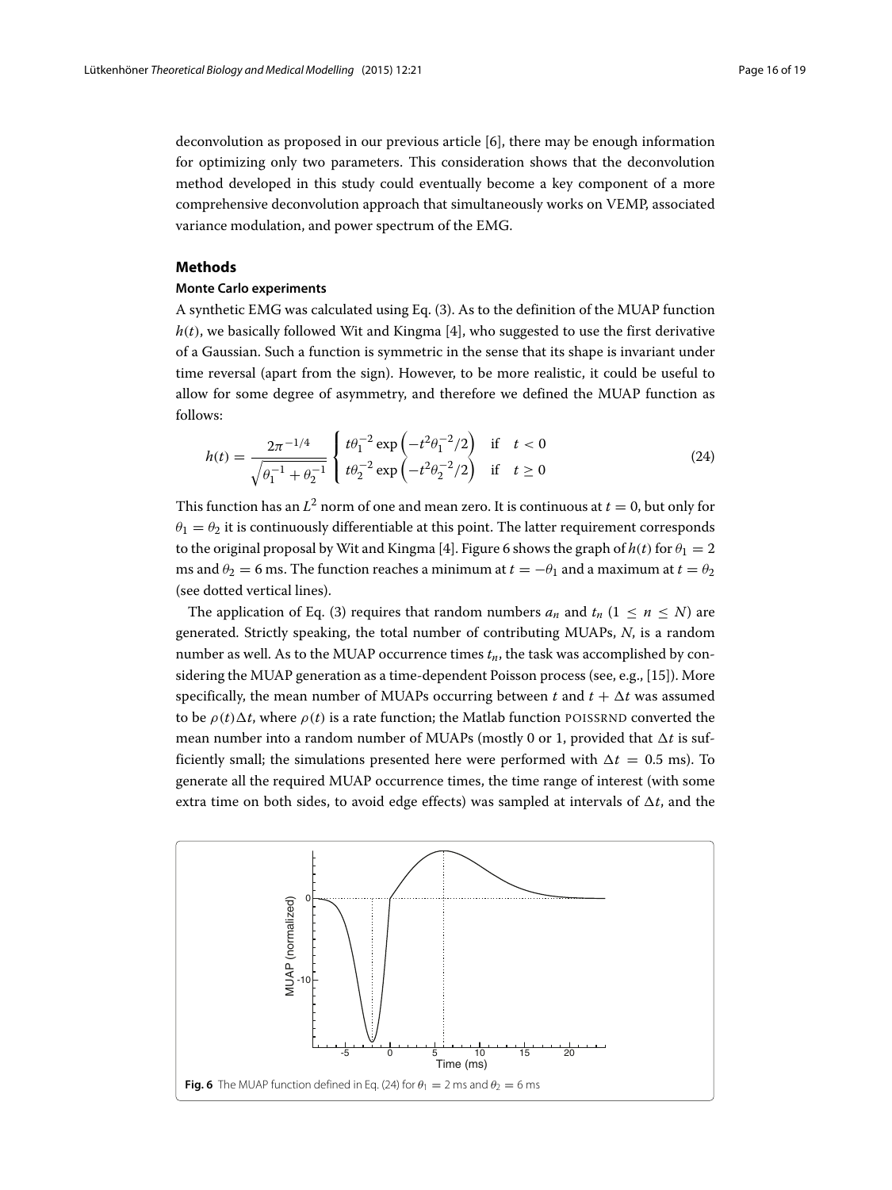deconvolution as proposed in our previous article [6], there may be enough information for optimizing only two parameters. This consideration shows that the deconvolution method developed in this study could eventually become a key component of a more comprehensive deconvolution approach that simultaneously works on VEMP, associated variance modulation, and power spectrum of the EMG.

## Methods

### Monte Carlo experiments

A synthetic EMG was calculated using Eq. (3). As to the definition of the MUAP function $h(t)$, we basically followed Wit and Kingma [4], who suggested to use the first derivative of a Gaussian. Such a function is symmetric in the sense that its shape is invariant under time reversal (apart from the sign). However, to be more realistic, it could be useful to allow for some degree of asymmetry, and therefore we defined the MUAP function as follows:

$$h(t) = \frac{2\pi^{-1/4}}{\sqrt{\theta_1^{-1} + \theta_2^{-1}}} \begin{cases} t\theta_1^{-2} \exp\left(-t^2\theta_1^{-2}/2\right) & \text{if} \quad t < 0 \\ t\theta_2^{-2} \exp\left(-t^2\theta_2^{-2}/2\right) & \text{if} \quad t \geq 0 \end{cases} \tag{24}$$

This function has an $L^2$ norm of one and mean zero. It is continuous at $t = 0$, but only for $\theta_1 = \theta_2$ it is continuously differentiable at this point. The latter requirement corresponds to the original proposal by Wit and Kingma [4]. Figure 6 shows the graph of $h(t)$ for $\theta_1 = 2$ ms and $\theta_2 = 6$ ms. The function reaches a minimum at $t = -\theta_1$ and a maximum at $t = \theta_2$ (see dotted vertical lines).

The application of Eq. (3) requires that random numbers $a_n$ and $t_n$ ($1 \leq n \leq N$) are generated. Strictly speaking, the total number of contributing MUAPs, $N$, is a random number as well. As to the MUAP occurrence times $t_n$, the task was accomplished by considering the MUAP generation as a time-dependent Poisson process (see, e.g., [15]). More specifically, the mean number of MUAPs occurring between $t$ and $t + \Delta t$ was assumed to be $\rho(t)\Delta t$, where $\rho(t)$ is a rate function; the Matlab function POISSRND converted the mean number into a random number of MUAPs (mostly 0 or 1, provided that $\Delta t$ is sufficiently small; the simulations presented here were performed with $\Delta t = 0.5$ ms). To generate all the required MUAP occurrence times, the time range of interest (with some extra time on both sides, to avoid edge effects) was sampled at intervals of $\Delta t$, and the

**Fig. 6** The MUAP function defined in Eq. (24) for $\theta_1 = 2$ ms and $\theta_2 = 6$ ms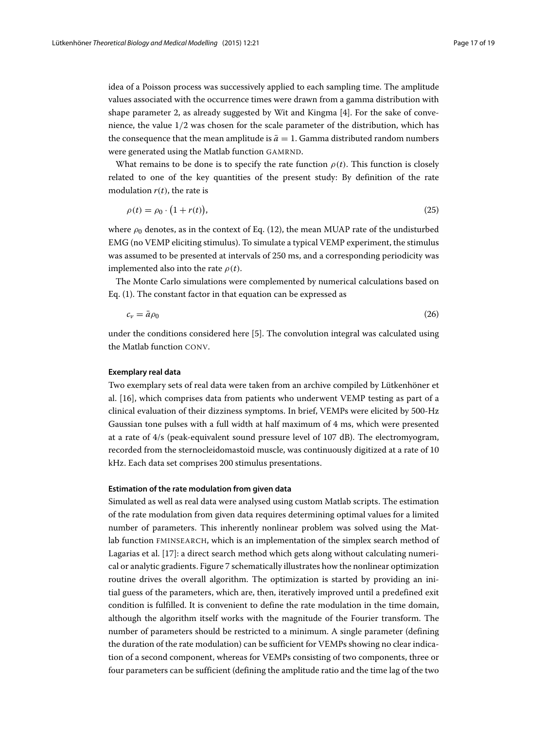idea of a Poisson process was successively applied to each sampling time. The amplitude values associated with the occurrence times were drawn from a gamma distribution with shape parameter 2, as already suggested by Wit and Kingma [4]. For the sake of convenience, the value 1/2 was chosen for the scale parameter of the distribution, which has the consequence that the mean amplitude is $\bar{a} = 1$. Gamma distributed random numbers were generated using the Matlab function GAMRND.

What remains to be done is to specify the rate function $\rho(t)$. This function is closely related to one of the key quantities of the present study: By definition of the rate modulation $r(t)$, the rate is

$$\rho(t) = \rho_0 \cdot \big(1 + r(t)\big), \tag{25}$$

where $\rho_0$ denotes, as in the context of Eq. (12), the mean MUAP rate of the undisturbed EMG (no VEMP eliciting stimulus). To simulate a typical VEMP experiment, the stimulus was assumed to be presented at intervals of 250 ms, and a corresponding periodicity was implemented also into the rate $\rho(t)$.

The Monte Carlo simulations were complemented by numerical calculations based on Eq. (1). The constant factor in that equation can be expressed as

$$c_v = \bar{a}\rho_0 \tag{26}$$

under the conditions considered here [5]. The convolution integral was calculated using the Matlab function CONV.

#### Exemplary real data

Two exemplary sets of real data were taken from an archive compiled by Lütkenhöner et al. [16], which comprises data from patients who underwent VEMP testing as part of a clinical evaluation of their dizziness symptoms. In brief, VEMPs were elicited by 500-Hz Gaussian tone pulses with a full width at half maximum of 4 ms, which were presented at a rate of 4/s (peak-equivalent sound pressure level of 107 dB). The electromyogram, recorded from the sternocleidomastoid muscle, was continuously digitized at a rate of 10 kHz. Each data set comprises 200 stimulus presentations.

#### Estimation of the rate modulation from given data

Simulated as well as real data were analysed using custom Matlab scripts. The estimation of the rate modulation from given data requires determining optimal values for a limited number of parameters. This inherently nonlinear problem was solved using the Matlab function FMINSEARCH, which is an implementation of the simplex search method of Lagarias et al. [17]: a direct search method which gets along without calculating numerical or analytic gradients. Figure 7 schematically illustrates how the nonlinear optimization routine drives the overall algorithm. The optimization is started by providing an initial guess of the parameters, which are, then, iteratively improved until a predefined exit condition is fulfilled. It is convenient to define the rate modulation in the time domain, although the algorithm itself works with the magnitude of the Fourier transform. The number of parameters should be restricted to a minimum. A single parameter (defining the duration of the rate modulation) can be sufficient for VEMPs showing no clear indication of a second component, whereas for VEMPs consisting of two components, three or four parameters can be sufficient (defining the amplitude ratio and the time lag of the two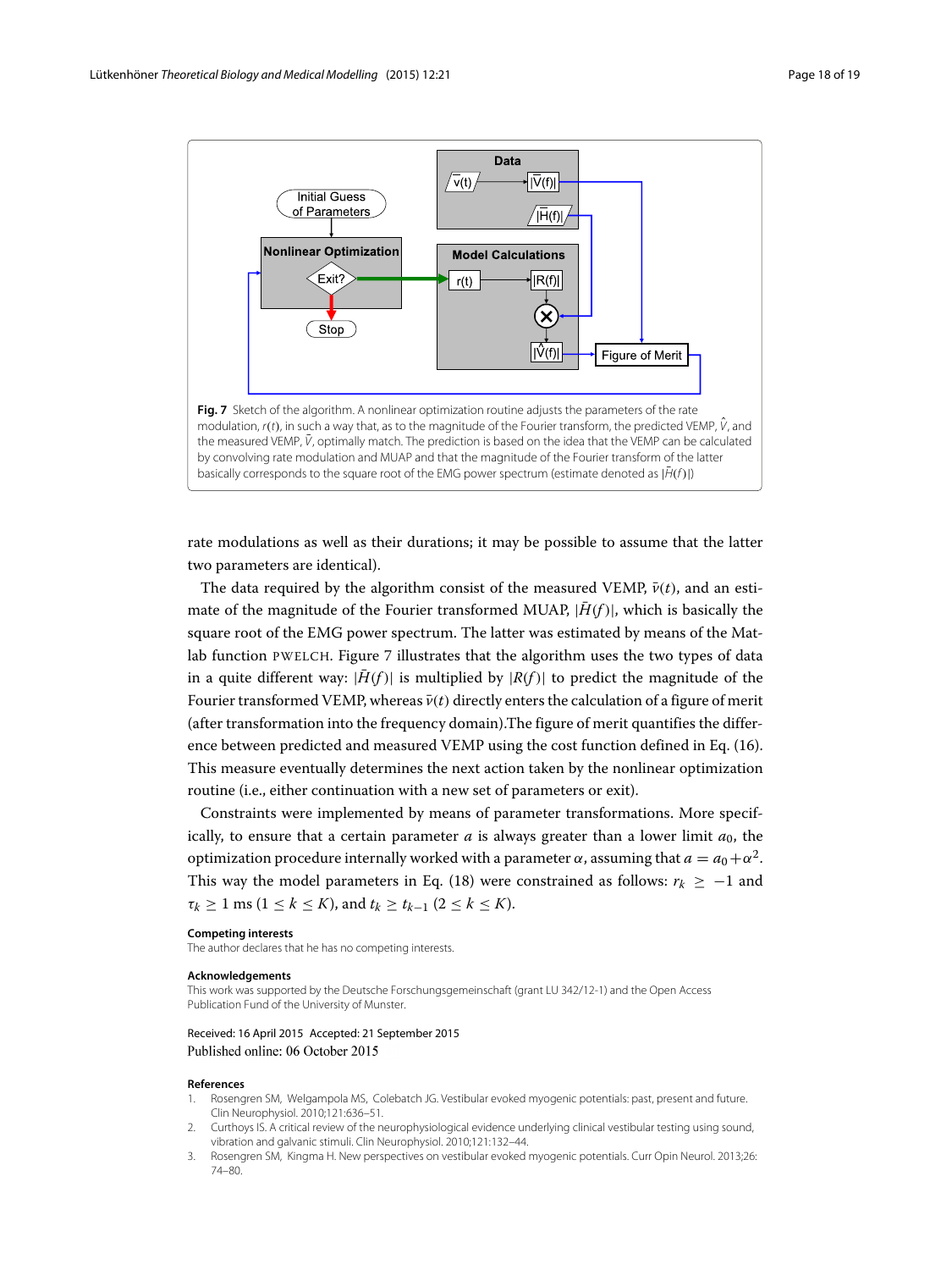**Fig. 7** Sketch of the algorithm. A nonlinear optimization routine adjusts the parameters of the rate modulation, $r(t)$, in such a way that, as to the magnitude of the Fourier transform, the predicted VEMP, $\hat{V}$, and the measured VEMP, $\bar{V}$, optimally match. The prediction is based on the idea that the VEMP can be calculated by convolving rate modulation and MUAP and that the magnitude of the Fourier transform of the latter basically corresponds to the square root of the EMG power spectrum (estimate denoted as $|\bar{H}(f)|$)

rate modulations as well as their durations; it may be possible to assume that the latter two parameters are identical).

The data required by the algorithm consist of the measured VEMP, $\bar{v}(t)$, and an estimate of the magnitude of the Fourier transformed MUAP, $|\bar{H}(f)|$, which is basically the square root of the EMG power spectrum. The latter was estimated by means of the Matlab function PWELCH. Figure 7 illustrates that the algorithm uses the two types of data in a quite different way: $|\bar{H}(f)|$ is multiplied by $|R(f)|$ to predict the magnitude of the Fourier transformed VEMP, whereas $\bar{v}(t)$ directly enters the calculation of a figure of merit (after transformation into the frequency domain).The figure of merit quantifies the difference between predicted and measured VEMP using the cost function defined in Eq. (16). This measure eventually determines the next action taken by the nonlinear optimization routine (i.e., either continuation with a new set of parameters or exit).

Constraints were implemented by means of parameter transformations. More specifically, to ensure that a certain parameter $a$ is always greater than a lower limit $a_0$, the optimization procedure internally worked with a parameter $\alpha$, assuming that $a = a_0 + \alpha^2$. This way the model parameters in Eq. (18) were constrained as follows: $r_k \geq -1$ and $\tau_k \geq 1$ ms ($1 \leq k \leq K$), and $t_k \geq t_{k-1}$ ($2 \leq k \leq K$).

#### Competing interests

The author declares that he has no competing interests.

#### Acknowledgements

This work was supported by the Deutsche Forschungsgemeinschaft (grant LU 342/12-1) and the Open Access Publication Fund of the University of Munster.

Received: 16 April 2015 Accepted: 21 September 2015
Published online: 06 October 2015

#### References

1. Rosengren SM, Welgampola MS, Colebatch JG. Vestibular evoked myogenic potentials: past, present and future. Clin Neurophysiol. 2010;121:636–51.
2. Curthoys IS. A critical review of the neurophysiological evidence underlying clinical vestibular testing using sound, vibration and galvanic stimuli. Clin Neurophysiol. 2010;121:132–44.
3. Rosengren SM, Kingma H. New perspectives on vestibular evoked myogenic potentials. Curr Opin Neurol. 2013;26: 74–80.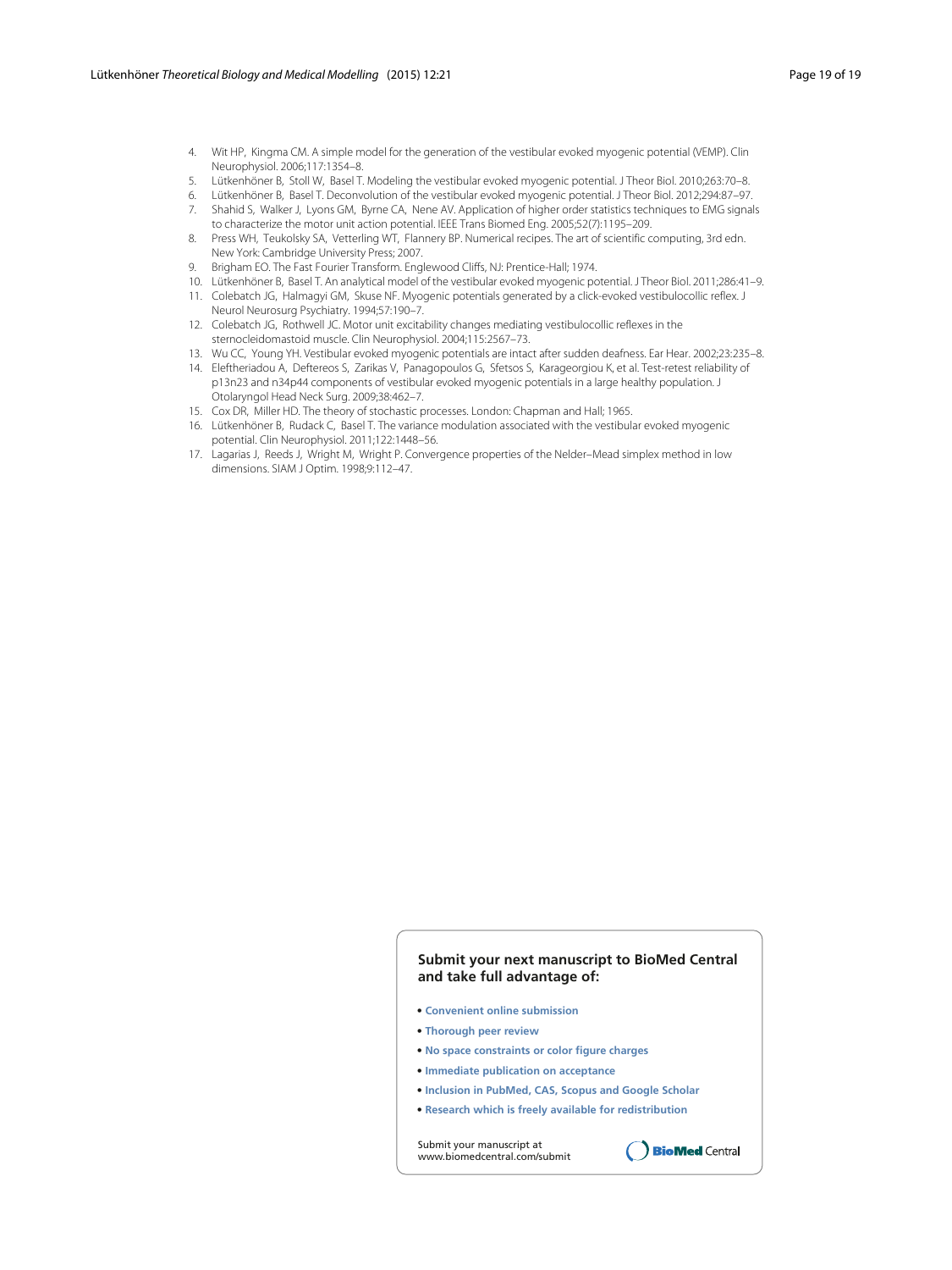4. Wit HP, Kingma CM. A simple model for the generation of the vestibular evoked myogenic potential (VEMP). Clin Neurophysiol. 2006;117:1354–8.
5. Lütkenhöner B, Stoll W, Basel T. Modeling the vestibular evoked myogenic potential. J Theor Biol. 2010;263:70–8.
6. Lütkenhöner B, Basel T. Deconvolution of the vestibular evoked myogenic potential. J Theor Biol. 2012;294:87–97.
7. Shahid S, Walker J, Lyons GM, Byrne CA, Nene AV. Application of higher order statistics techniques to EMG signals to characterize the motor unit action potential. IEEE Trans Biomed Eng. 2005;52(7):1195–209.
8. Press WH, Teukolsky SA, Vetterling WT, Flannery BP. Numerical recipes. The art of scientific computing, 3rd edn. New York: Cambridge University Press; 2007.
9. Brigham EO. The Fast Fourier Transform. Englewood Cliffs, NJ: Prentice-Hall; 1974.
10. Lütkenhöner B, Basel T. An analytical model of the vestibular evoked myogenic potential. J Theor Biol. 2011;286:41–9.
11. Colebatch JG, Halmagyi GM, Skuse NF. Myogenic potentials generated by a click-evoked vestibulocollic reflex. J Neurol Neurosurg Psychiatry. 1994;57:190–7.
12. Colebatch JG, Rothwell JC. Motor unit excitability changes mediating vestibulocollic reflexes in the sternocleidomastoid muscle. Clin Neurophysiol. 2004;115:2567–73.
13. Wu CC, Young YH. Vestibular evoked myogenic potentials are intact after sudden deafness. Ear Hear. 2002;23:235–8.
14. Eleftheriadou A, Deftereos S, Zarikas V, Panagopoulos G, Sfetsos S, Karageorgiou K, et al. Test-retest reliability of p13n23 and n34p44 components of vestibular evoked myogenic potentials in a large healthy population. J Otolaryngol Head Neck Surg. 2009;38:462–7.
15. Cox DR, Miller HD. The theory of stochastic processes. London: Chapman and Hall; 1965.
16. Lütkenhöner B, Rudack C, Basel T. The variance modulation associated with the vestibular evoked myogenic potential. Clin Neurophysiol. 2011;122:1448–56.
17. Lagarias J, Reeds J, Wright M, Wright P. Convergence properties of the Nelder–Mead simplex method in low dimensions. SIAM J Optim. 1998;9:112–47.

**Submit your next manuscript to BioMed Central and take full advantage of:**

- **Convenient online submission**
- **Thorough peer review**
- **No space constraints or color figure charges**
- **Immediate publication on acceptance**
- **Inclusion in PubMed, CAS, Scopus and Google Scholar**
- **Research which is freely available for redistribution**

Submit your manuscript at
www.biomedcentral.com/submit

BioMed Central